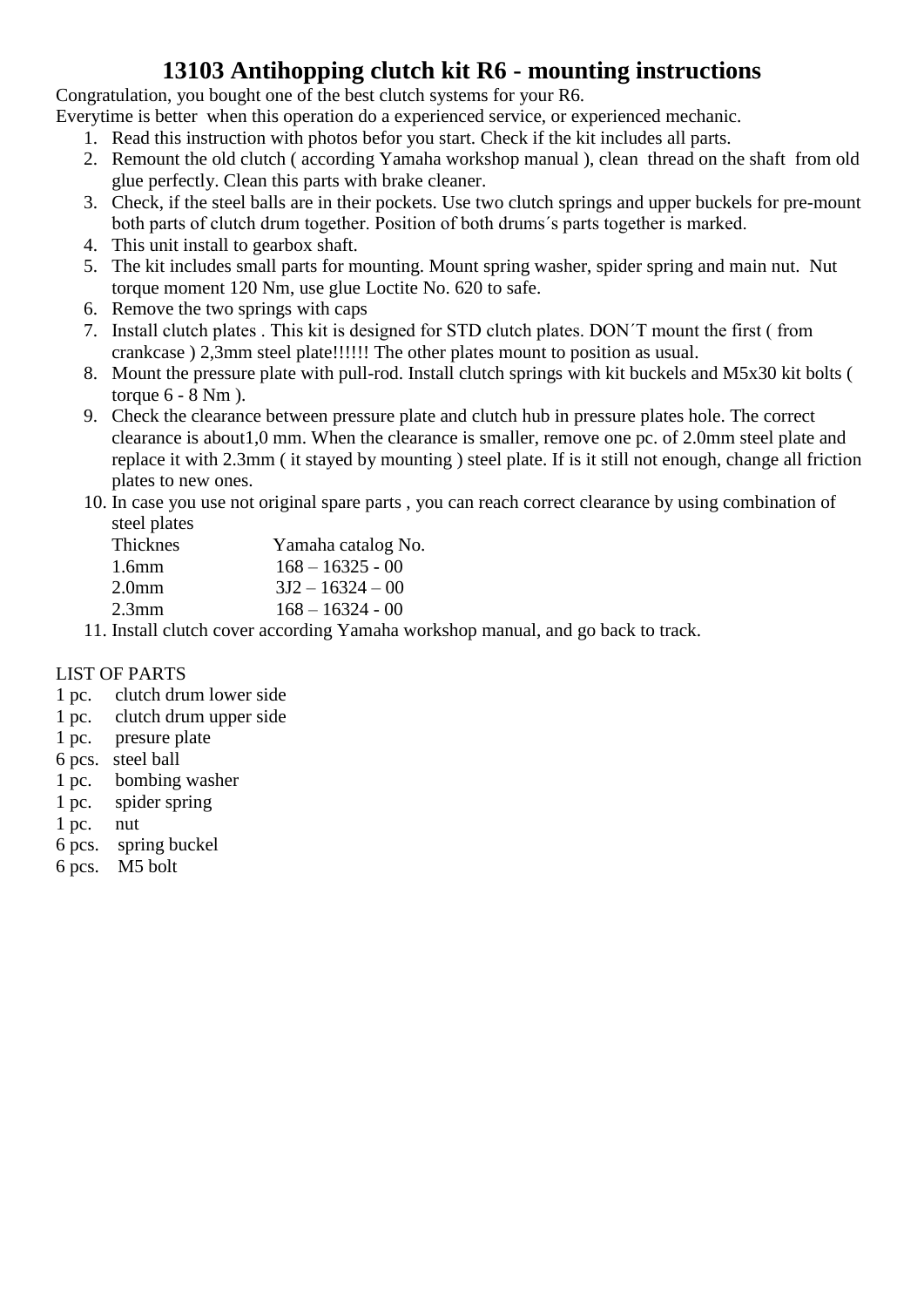# 13103 Antihopping clutch kit R6 - mounting instructions

Congratulation, you bought one of the best clutch systems for your R6.
Everytime is better when this operation do a experienced service, or experienced mechanic.

1. Read this instruction with photos befor you start. Check if the kit includes all parts.
2. Remount the old clutch ( according Yamaha workshop manual ), clean thread on the shaft from old glue perfectly. Clean this parts with brake cleaner.
3. Check, if the steel balls are in their pockets. Use two clutch springs and upper buckels for pre-mount both parts of clutch drum together. Position of both drums´s parts together is marked.
4. This unit install to gearbox shaft.
5. The kit includes small parts for mounting. Mount spring washer, spider spring and main nut. Nut torque moment 120 Nm, use glue Loctite No. 620 to safe.
6. Remove the two springs with caps
7. Install clutch plates . This kit is designed for STD clutch plates. DON´T mount the first ( from crankcase ) 2,3mm steel plate!!!!!! The other plates mount to position as usual.
8. Mount the pressure plate with pull-rod. Install clutch springs with kit buckels and M5x30 kit bolts ( torque 6 - 8 Nm ).
9. Check the clearance between pressure plate and clutch hub in pressure plates hole. The correct clearance is about1,0 mm. When the clearance is smaller, remove one pc. of 2.0mm steel plate and replace it with 2.3mm ( it stayed by mounting ) steel plate. If is it still not enough, change all friction plates to new ones.
10. In case you use not original spare parts , you can reach correct clearance by using combination of steel plates

| Thicknes | Yamaha catalog No. |
|---|---|
| 1.6mm | 168 – 16325 - 00 |
| 2.0mm | 3J2 – 16324 – 00 |
| 2.3mm | 168 – 16324 - 00 |

11. Install clutch cover according Yamaha workshop manual, and go back to track.

LIST OF PARTS

1 pc. clutch drum lower side
1 pc. clutch drum upper side
1 pc. presure plate
6 pcs. steel ball
1 pc. bombing washer
1 pc. spider spring
1 pc. nut
6 pcs. spring buckel
6 pcs. M5 bolt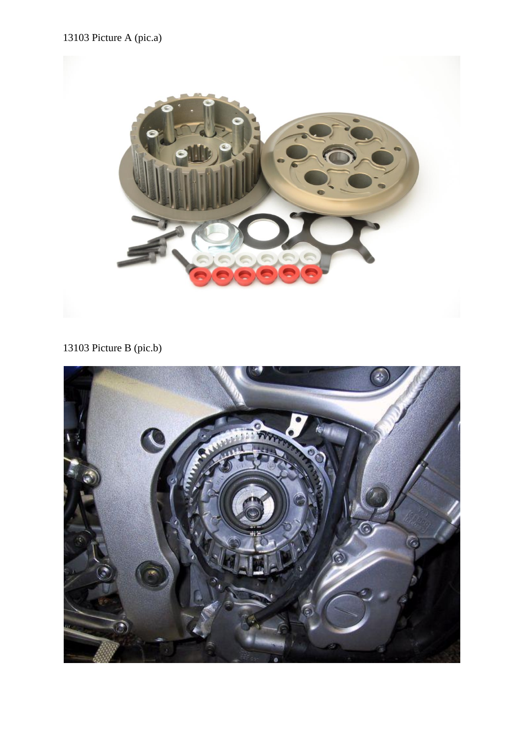13103 Picture A (pic.a)

13103 Picture B (pic.b)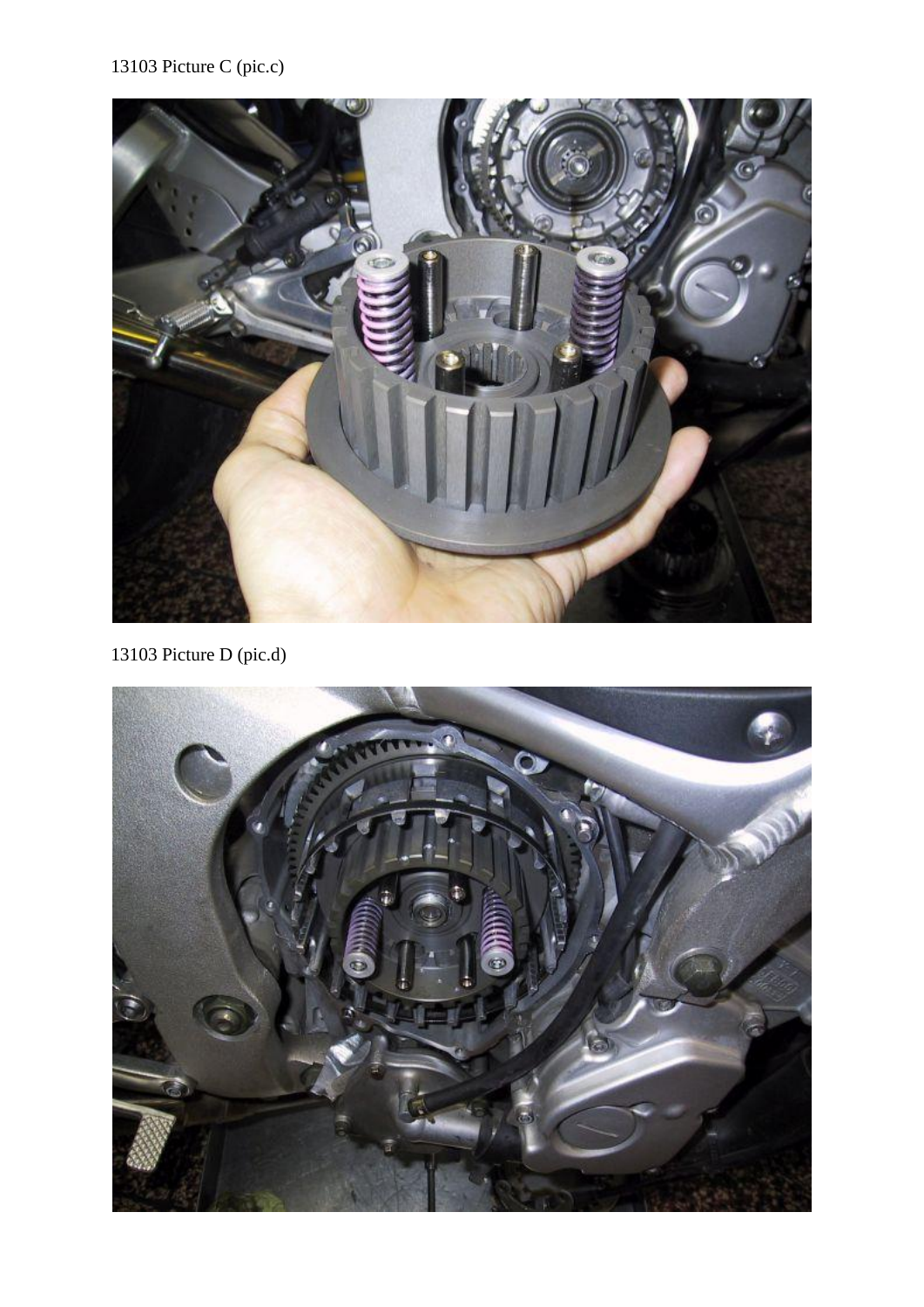13103 Picture C (pic.c)

13103 Picture D (pic.d)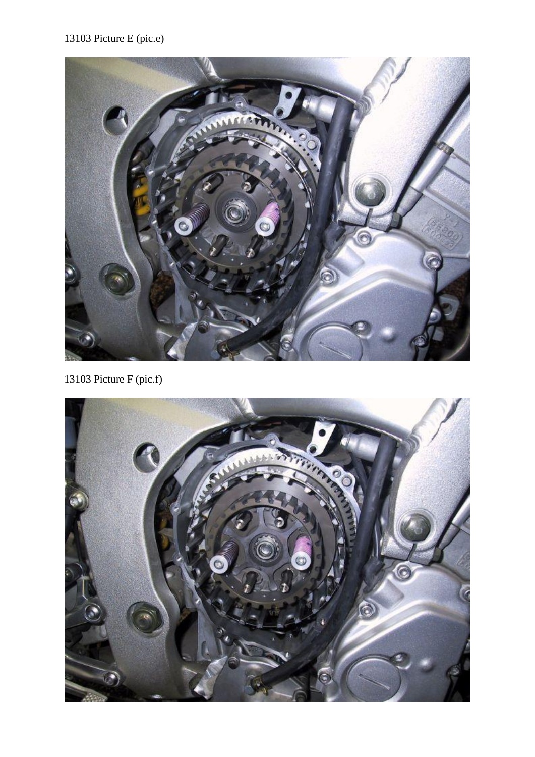13103 Picture E (pic.e)

13103 Picture F (pic.f)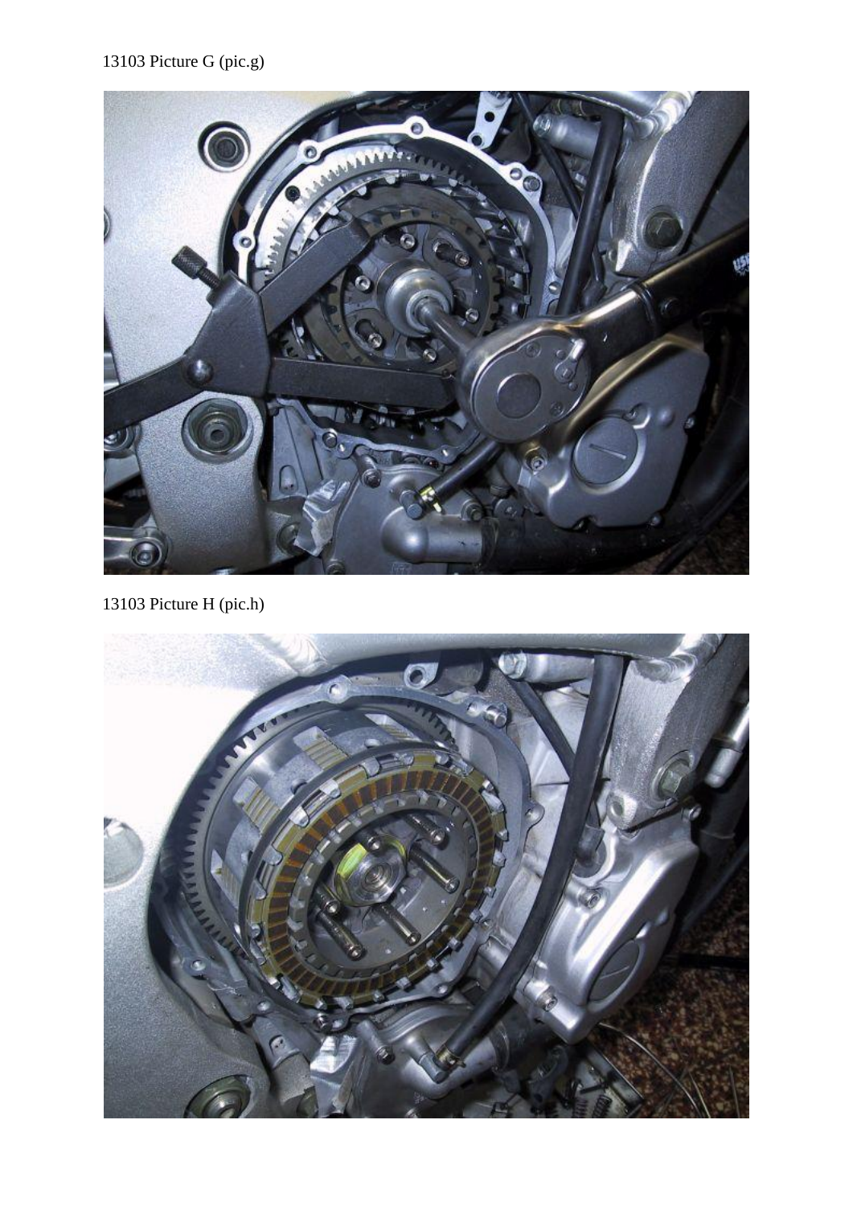13103 Picture G (pic.g)

13103 Picture H (pic.h)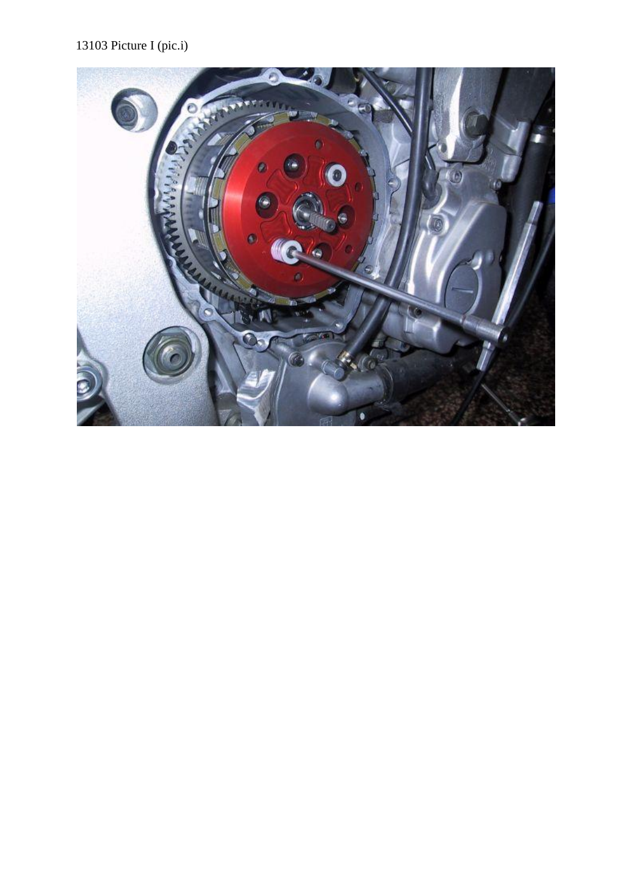13103 Picture I (pic.i)